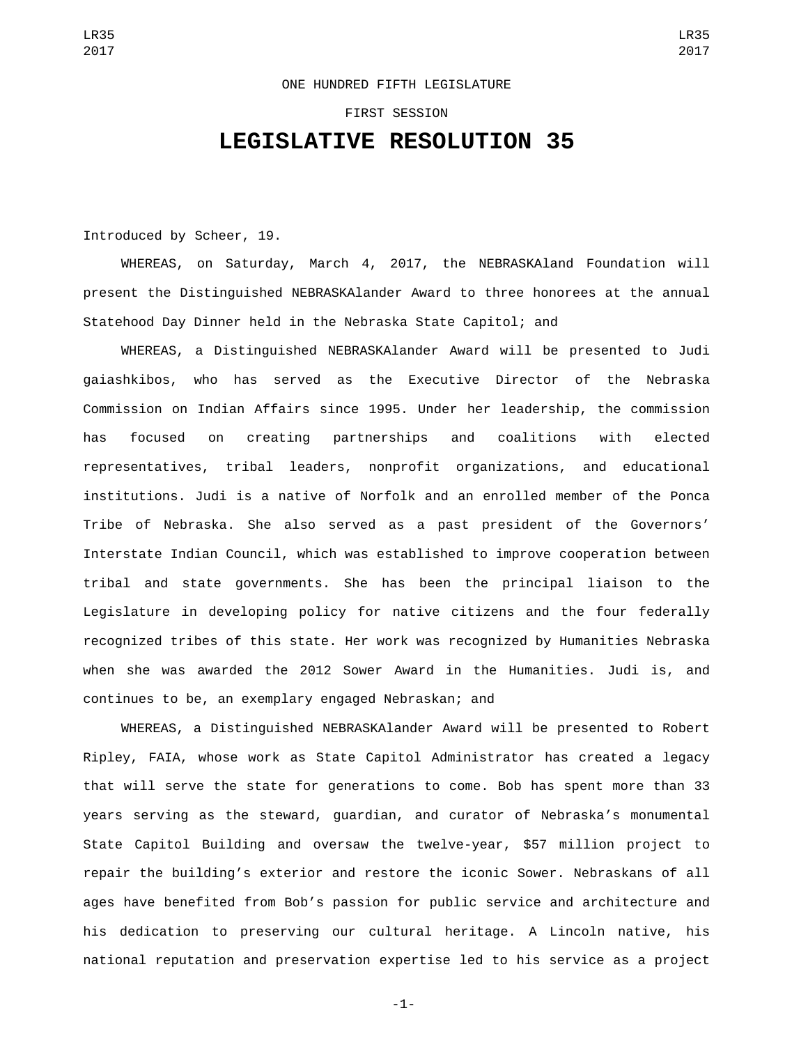ONE HUNDRED FIFTH LEGISLATURE

FIRST SESSION

# LEGISLATIVE RESOLUTION 35

Introduced by Scheer, 19.

WHEREAS, on Saturday, March 4, 2017, the NEBRASKAland Foundation will present the Distinguished NEBRASKAlander Award to three honorees at the annual Statehood Day Dinner held in the Nebraska State Capitol; and

WHEREAS, a Distinguished NEBRASKAlander Award will be presented to Judi gaiashkibos, who has served as the Executive Director of the Nebraska Commission on Indian Affairs since 1995. Under her leadership, the commission has focused on creating partnerships and coalitions with elected representatives, tribal leaders, nonprofit organizations, and educational institutions. Judi is a native of Norfolk and an enrolled member of the Ponca Tribe of Nebraska. She also served as a past president of the Governors' Interstate Indian Council, which was established to improve cooperation between tribal and state governments. She has been the principal liaison to the Legislature in developing policy for native citizens and the four federally recognized tribes of this state. Her work was recognized by Humanities Nebraska when she was awarded the 2012 Sower Award in the Humanities. Judi is, and continues to be, an exemplary engaged Nebraskan; and

WHEREAS, a Distinguished NEBRASKAlander Award will be presented to Robert Ripley, FAIA, whose work as State Capitol Administrator has created a legacy that will serve the state for generations to come. Bob has spent more than 33 years serving as the steward, guardian, and curator of Nebraska's monumental State Capitol Building and oversaw the twelve-year, $57 million project to repair the building's exterior and restore the iconic Sower. Nebraskans of all ages have benefited from Bob's passion for public service and architecture and his dedication to preserving our cultural heritage. A Lincoln native, his national reputation and preservation expertise led to his service as a project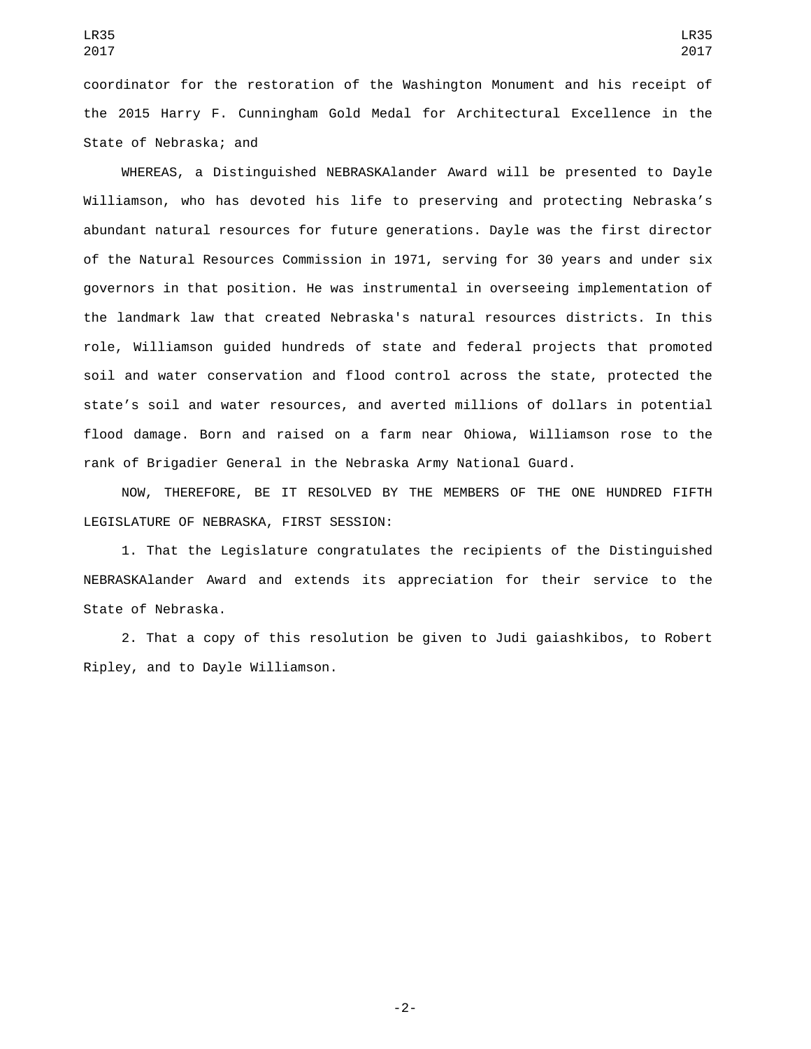coordinator for the restoration of the Washington Monument and his receipt of the 2015 Harry F. Cunningham Gold Medal for Architectural Excellence in the State of Nebraska; and

WHEREAS, a Distinguished NEBRASKAlander Award will be presented to Dayle Williamson, who has devoted his life to preserving and protecting Nebraska’s abundant natural resources for future generations. Dayle was the first director of the Natural Resources Commission in 1971, serving for 30 years and under six governors in that position. He was instrumental in overseeing implementation of the landmark law that created Nebraska's natural resources districts. In this role, Williamson guided hundreds of state and federal projects that promoted soil and water conservation and flood control across the state, protected the state’s soil and water resources, and averted millions of dollars in potential flood damage. Born and raised on a farm near Ohiowa, Williamson rose to the rank of Brigadier General in the Nebraska Army National Guard.

NOW, THEREFORE, BE IT RESOLVED BY THE MEMBERS OF THE ONE HUNDRED FIFTH LEGISLATURE OF NEBRASKA, FIRST SESSION:

1. That the Legislature congratulates the recipients of the Distinguished NEBRASKAlander Award and extends its appreciation for their service to the State of Nebraska.

2. That a copy of this resolution be given to Judi gaiashkibos, to Robert Ripley, and to Dayle Williamson.